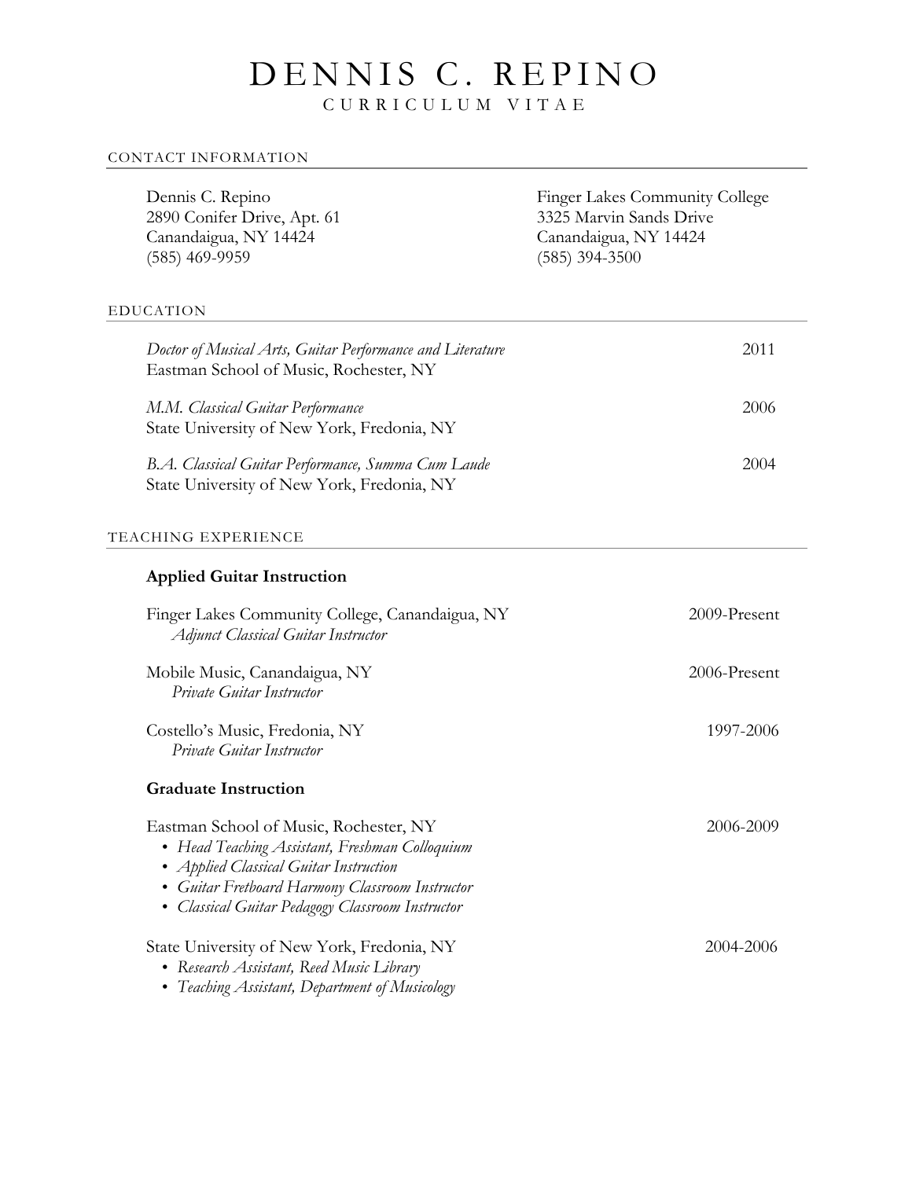# DENNIS C. REPINO

CURRICULUM VITAE

## CONTACT INFORMATION

Dennis C. Repino
2890 Conifer Drive, Apt. 61
Canandaigua, NY 14424
(585) 469-9959

Finger Lakes Community College
3325 Marvin Sands Drive
Canandaigua, NY 14424
(585) 394-3500

## EDUCATION

*Doctor of Musical Arts, Guitar Performance and Literature* — 2011
Eastman School of Music, Rochester, NY

*M.M. Classical Guitar Performance* — 2006
State University of New York, Fredonia, NY

*B.A. Classical Guitar Performance, Summa Cum Laude* — 2004
State University of New York, Fredonia, NY

## TEACHING EXPERIENCE

### Applied Guitar Instruction

Finger Lakes Community College, Canandaigua, NY — 2009-Present
*Adjunct Classical Guitar Instructor*

Mobile Music, Canandaigua, NY — 2006-Present
*Private Guitar Instructor*

Costello's Music, Fredonia, NY — 1997-2006
*Private Guitar Instructor*

### Graduate Instruction

Eastman School of Music, Rochester, NY — 2006-2009

- *Head Teaching Assistant, Freshman Colloquium*
- *Applied Classical Guitar Instruction*
- *Guitar Fretboard Harmony Classroom Instructor*
- *Classical Guitar Pedagogy Classroom Instructor*

State University of New York, Fredonia, NY — 2004-2006

- *Research Assistant, Reed Music Library*
- *Teaching Assistant, Department of Musicology*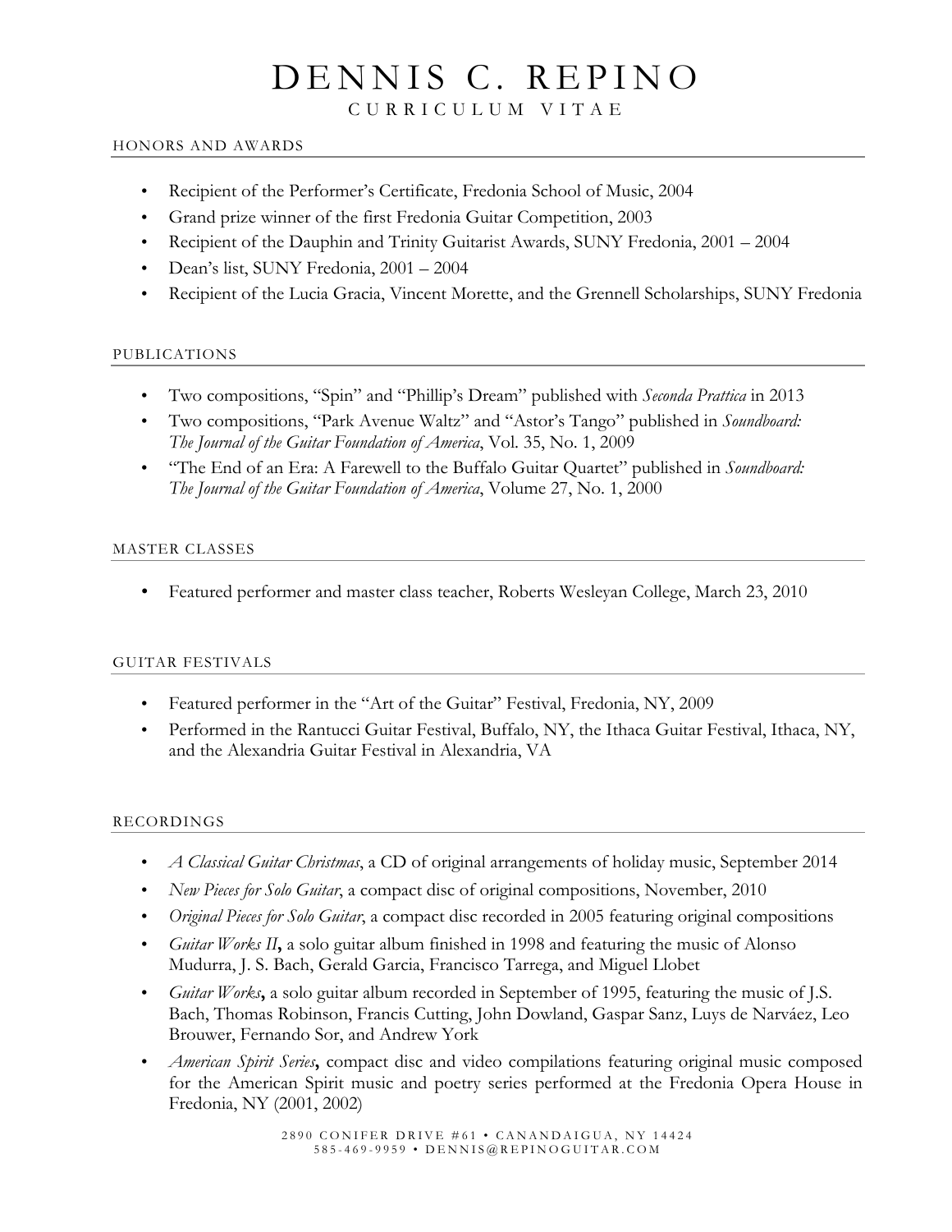# DENNIS C. REPINO

CURRICULUM VITAE

## HONORS AND AWARDS

- Recipient of the Performer's Certificate, Fredonia School of Music, 2004
- Grand prize winner of the first Fredonia Guitar Competition, 2003
- Recipient of the Dauphin and Trinity Guitarist Awards, SUNY Fredonia, 2001 – 2004
- Dean's list, SUNY Fredonia, 2001 – 2004
- Recipient of the Lucia Gracia, Vincent Morette, and the Grennell Scholarships, SUNY Fredonia

## PUBLICATIONS

- Two compositions, "Spin" and "Phillip's Dream" published with *Seconda Prattica* in 2013
- Two compositions, "Park Avenue Waltz" and "Astor's Tango" published in *Soundboard: The Journal of the Guitar Foundation of America*, Vol. 35, No. 1, 2009
- "The End of an Era: A Farewell to the Buffalo Guitar Quartet" published in *Soundboard: The Journal of the Guitar Foundation of America*, Volume 27, No. 1, 2000

## MASTER CLASSES

- Featured performer and master class teacher, Roberts Wesleyan College, March 23, 2010

## GUITAR FESTIVALS

- Featured performer in the "Art of the Guitar" Festival, Fredonia, NY, 2009
- Performed in the Rantucci Guitar Festival, Buffalo, NY, the Ithaca Guitar Festival, Ithaca, NY, and the Alexandria Guitar Festival in Alexandria, VA

## RECORDINGS

- *A Classical Guitar Christmas*, a CD of original arrangements of holiday music, September 2014
- *New Pieces for Solo Guitar*, a compact disc of original compositions, November, 2010
- *Original Pieces for Solo Guitar*, a compact disc recorded in 2005 featuring original compositions
- *Guitar Works II***,** a solo guitar album finished in 1998 and featuring the music of Alonso Mudurra, J. S. Bach, Gerald Garcia, Francisco Tarrega, and Miguel Llobet
- *Guitar Works***,** a solo guitar album recorded in September of 1995, featuring the music of J.S. Bach, Thomas Robinson, Francis Cutting, John Dowland, Gaspar Sanz, Luys de Narváez, Leo Brouwer, Fernando Sor, and Andrew York
- *American Spirit Series***,** compact disc and video compilations featuring original music composed for the American Spirit music and poetry series performed at the Fredonia Opera House in Fredonia, NY (2001, 2002)

2890 CONIFER DRIVE #61 • CANANDAIGUA, NY 14424
585-469-9959 • DENNIS@REPINOGUITAR.COM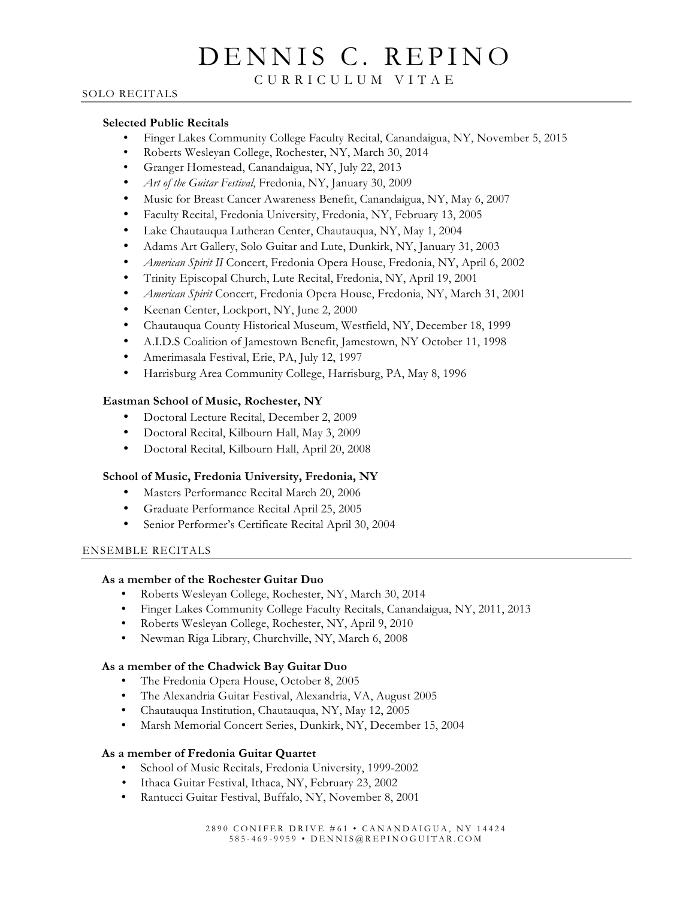# DENNIS C. REPINO

## CURRICULUM VITAE

## SOLO RECITALS

### Selected Public Recitals

- Finger Lakes Community College Faculty Recital, Canandaigua, NY, November 5, 2015
- Roberts Wesleyan College, Rochester, NY, March 30, 2014
- Granger Homestead, Canandaigua, NY, July 22, 2013
- *Art of the Guitar Festival*, Fredonia, NY, January 30, 2009
- Music for Breast Cancer Awareness Benefit, Canandaigua, NY, May 6, 2007
- Faculty Recital, Fredonia University, Fredonia, NY, February 13, 2005
- Lake Chautauqua Lutheran Center, Chautauqua, NY, May 1, 2004
- Adams Art Gallery, Solo Guitar and Lute, Dunkirk, NY, January 31, 2003
- *American Spirit II* Concert, Fredonia Opera House, Fredonia, NY, April 6, 2002
- Trinity Episcopal Church, Lute Recital, Fredonia, NY, April 19, 2001
- *American Spirit* Concert, Fredonia Opera House, Fredonia, NY, March 31, 2001
- Keenan Center, Lockport, NY, June 2, 2000
- Chautauqua County Historical Museum, Westfield, NY, December 18, 1999
- A.I.D.S Coalition of Jamestown Benefit, Jamestown, NY October 11, 1998
- Amerimasala Festival, Erie, PA, July 12, 1997
- Harrisburg Area Community College, Harrisburg, PA, May 8, 1996

### Eastman School of Music, Rochester, NY

- Doctoral Lecture Recital, December 2, 2009
- Doctoral Recital, Kilbourn Hall, May 3, 2009
- Doctoral Recital, Kilbourn Hall, April 20, 2008

### School of Music, Fredonia University, Fredonia, NY

- Masters Performance Recital March 20, 2006
- Graduate Performance Recital April 25, 2005
- Senior Performer's Certificate Recital April 30, 2004

## ENSEMBLE RECITALS

### As a member of the Rochester Guitar Duo

- Roberts Wesleyan College, Rochester, NY, March 30, 2014
- Finger Lakes Community College Faculty Recitals, Canandaigua, NY, 2011, 2013
- Roberts Wesleyan College, Rochester, NY, April 9, 2010
- Newman Riga Library, Churchville, NY, March 6, 2008

### As a member of the Chadwick Bay Guitar Duo

- The Fredonia Opera House, October 8, 2005
- The Alexandria Guitar Festival, Alexandria, VA, August 2005
- Chautauqua Institution, Chautauqua, NY, May 12, 2005
- Marsh Memorial Concert Series, Dunkirk, NY, December 15, 2004

### As a member of Fredonia Guitar Quartet

- School of Music Recitals, Fredonia University, 1999-2002
- Ithaca Guitar Festival, Ithaca, NY, February 23, 2002
- Rantucci Guitar Festival, Buffalo, NY, November 8, 2001

2890 CONIFER DRIVE #61 • CANANDAIGUA, NY 14424
585-469-9959 • DENNIS@REPINOGUITAR.COM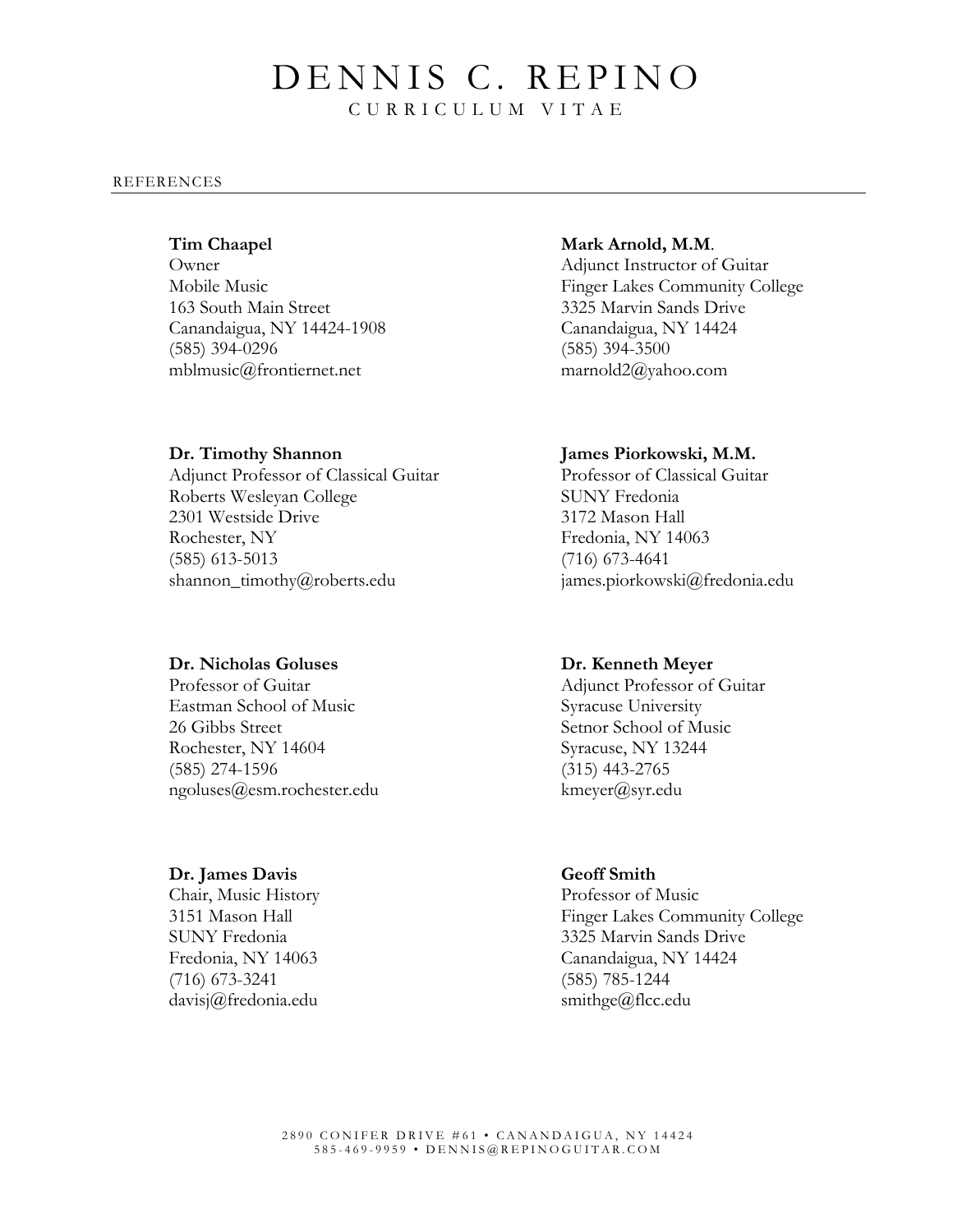# DENNIS C. REPINO

CURRICULUM VITAE

## REFERENCES

**Tim Chaapel**
Owner
Mobile Music
163 South Main Street
Canandaigua, NY 14424-1908
(585) 394-0296
mblmusic@frontiernet.net

**Mark Arnold, M.M.**
Adjunct Instructor of Guitar
Finger Lakes Community College
3325 Marvin Sands Drive
Canandaigua, NY 14424
(585) 394-3500
marnold2@yahoo.com

**Dr. Timothy Shannon**
Adjunct Professor of Classical Guitar
Roberts Wesleyan College
2301 Westside Drive
Rochester, NY
(585) 613-5013
shannon_timothy@roberts.edu

**James Piorkowski, M.M.**
Professor of Classical Guitar
SUNY Fredonia
3172 Mason Hall
Fredonia, NY 14063
(716) 673-4641
james.piorkowski@fredonia.edu

**Dr. Nicholas Goluses**
Professor of Guitar
Eastman School of Music
26 Gibbs Street
Rochester, NY 14604
(585) 274-1596
ngoluses@esm.rochester.edu

**Dr. Kenneth Meyer**
Adjunct Professor of Guitar
Syracuse University
Setnor School of Music
Syracuse, NY 13244
(315) 443-2765
kmeyer@syr.edu

**Dr. James Davis**
Chair, Music History
3151 Mason Hall
SUNY Fredonia
Fredonia, NY 14063
(716) 673-3241
davisj@fredonia.edu

**Geoff Smith**
Professor of Music
Finger Lakes Community College
3325 Marvin Sands Drive
Canandaigua, NY 14424
(585) 785-1244
smithge@flcc.edu

2890 CONIFER DRIVE #61 • CANANDAIGUA, NY 14424
585-469-9959 • DENNIS@REPINOGUITAR.COM